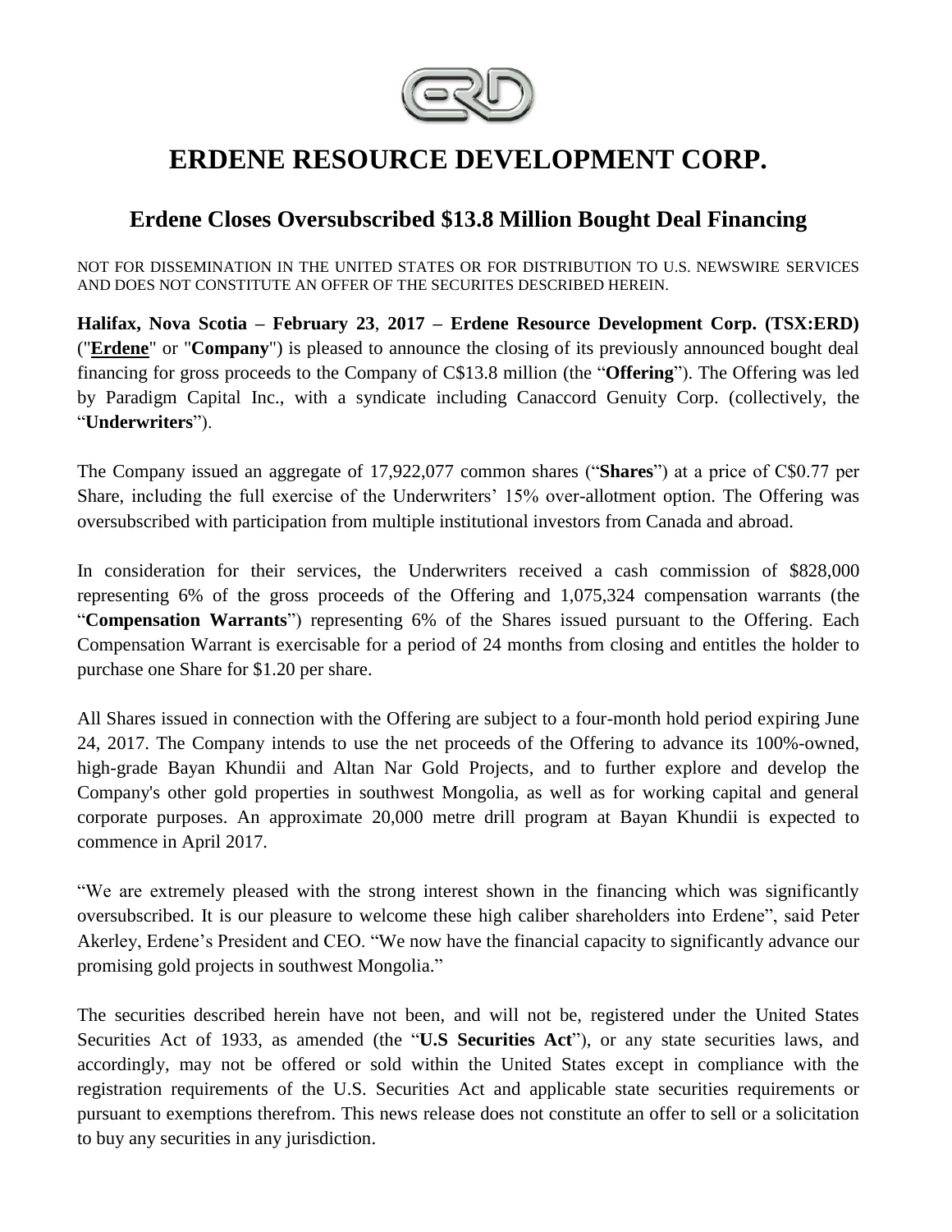# ERDENE RESOURCE DEVELOPMENT CORP.

## Erdene Closes Oversubscribed $13.8 Million Bought Deal Financing

NOT FOR DISSEMINATION IN THE UNITED STATES OR FOR DISTRIBUTION TO U.S. NEWSWIRE SERVICES AND DOES NOT CONSTITUTE AN OFFER OF THE SECURITES DESCRIBED HEREIN.

**Halifax, Nova Scotia – February 23, 2017 – Erdene Resource Development Corp. (TSX:ERD)** ("**Erdene**" or "**Company**") is pleased to announce the closing of its previously announced bought deal financing for gross proceeds to the Company of C$13.8 million (the "**Offering**"). The Offering was led by Paradigm Capital Inc., with a syndicate including Canaccord Genuity Corp. (collectively, the "**Underwriters**").

The Company issued an aggregate of 17,922,077 common shares ("**Shares**") at a price of C$0.77 per Share, including the full exercise of the Underwriters' 15% over-allotment option. The Offering was oversubscribed with participation from multiple institutional investors from Canada and abroad.

In consideration for their services, the Underwriters received a cash commission of $828,000 representing 6% of the gross proceeds of the Offering and 1,075,324 compensation warrants (the "**Compensation Warrants**") representing 6% of the Shares issued pursuant to the Offering. Each Compensation Warrant is exercisable for a period of 24 months from closing and entitles the holder to purchase one Share for $1.20 per share.

All Shares issued in connection with the Offering are subject to a four-month hold period expiring June 24, 2017. The Company intends to use the net proceeds of the Offering to advance its 100%-owned, high-grade Bayan Khundii and Altan Nar Gold Projects, and to further explore and develop the Company's other gold properties in southwest Mongolia, as well as for working capital and general corporate purposes. An approximate 20,000 metre drill program at Bayan Khundii is expected to commence in April 2017.

"We are extremely pleased with the strong interest shown in the financing which was significantly oversubscribed. It is our pleasure to welcome these high caliber shareholders into Erdene", said Peter Akerley, Erdene's President and CEO. "We now have the financial capacity to significantly advance our promising gold projects in southwest Mongolia."

The securities described herein have not been, and will not be, registered under the United States Securities Act of 1933, as amended (the "**U.S Securities Act**"), or any state securities laws, and accordingly, may not be offered or sold within the United States except in compliance with the registration requirements of the U.S. Securities Act and applicable state securities requirements or pursuant to exemptions therefrom. This news release does not constitute an offer to sell or a solicitation to buy any securities in any jurisdiction.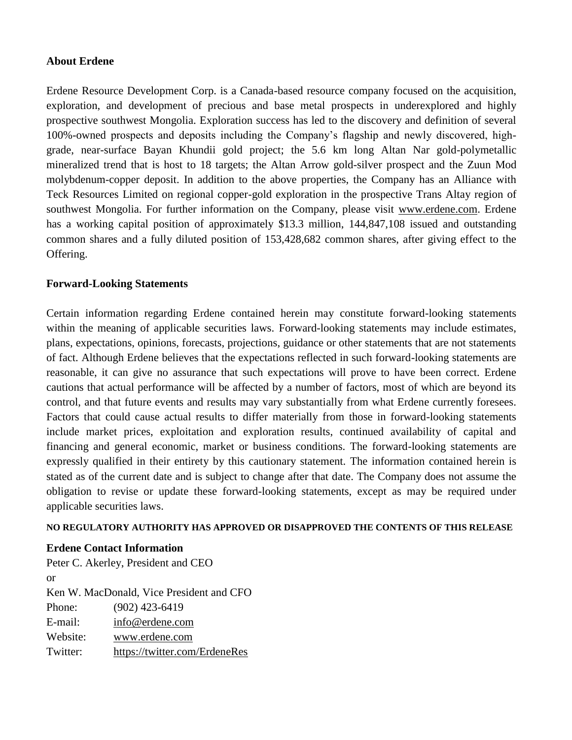## About Erdene

Erdene Resource Development Corp. is a Canada-based resource company focused on the acquisition, exploration, and development of precious and base metal prospects in underexplored and highly prospective southwest Mongolia. Exploration success has led to the discovery and definition of several 100%-owned prospects and deposits including the Company's flagship and newly discovered, high-grade, near-surface Bayan Khundii gold project; the 5.6 km long Altan Nar gold-polymetallic mineralized trend that is host to 18 targets; the Altan Arrow gold-silver prospect and the Zuun Mod molybdenum-copper deposit. In addition to the above properties, the Company has an Alliance with Teck Resources Limited on regional copper-gold exploration in the prospective Trans Altay region of southwest Mongolia. For further information on the Company, please visit www.erdene.com. Erdene has a working capital position of approximately $13.3 million, 144,847,108 issued and outstanding common shares and a fully diluted position of 153,428,682 common shares, after giving effect to the Offering.

## Forward-Looking Statements

Certain information regarding Erdene contained herein may constitute forward-looking statements within the meaning of applicable securities laws. Forward-looking statements may include estimates, plans, expectations, opinions, forecasts, projections, guidance or other statements that are not statements of fact. Although Erdene believes that the expectations reflected in such forward-looking statements are reasonable, it can give no assurance that such expectations will prove to have been correct. Erdene cautions that actual performance will be affected by a number of factors, most of which are beyond its control, and that future events and results may vary substantially from what Erdene currently foresees. Factors that could cause actual results to differ materially from those in forward-looking statements include market prices, exploitation and exploration results, continued availability of capital and financing and general economic, market or business conditions. The forward-looking statements are expressly qualified in their entirety by this cautionary statement. The information contained herein is stated as of the current date and is subject to change after that date. The Company does not assume the obligation to revise or update these forward-looking statements, except as may be required under applicable securities laws.

**NO REGULATORY AUTHORITY HAS APPROVED OR DISAPPROVED THE CONTENTS OF THIS RELEASE**

**Erdene Contact Information**

Peter C. Akerley, President and CEO

or

Ken W. MacDonald, Vice President and CFO

Phone: (902) 423-6419

E-mail: info@erdene.com

Website: www.erdene.com

Twitter: https://twitter.com/ErdeneRes